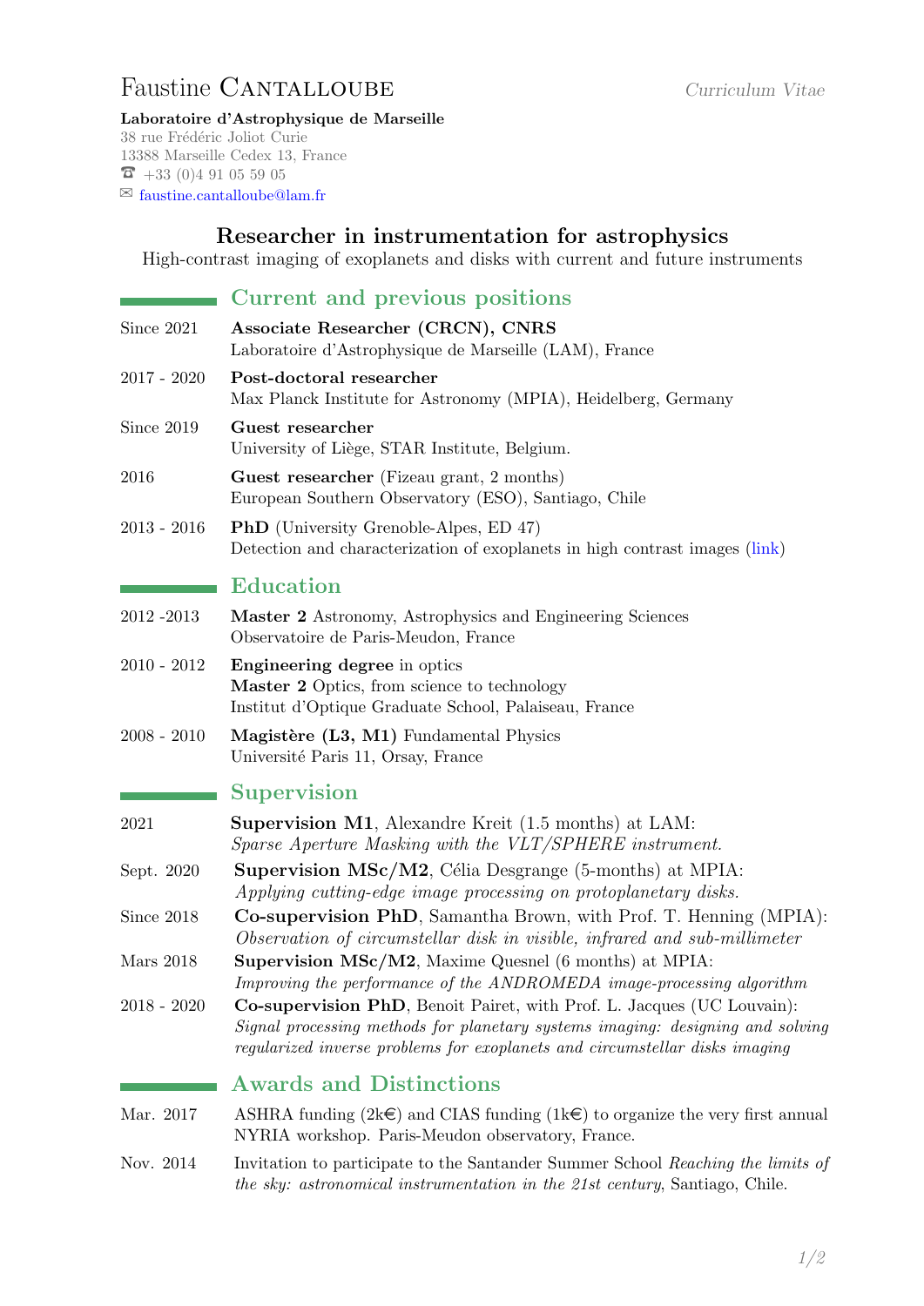# Faustine Cantalloube

*Curriculum Vitae*

**Laboratoire d'Astrophysique de Marseille**
38 rue Frédéric Joliot Curie
13388 Marseille Cedex 13, France
☎ +33 (0)4 91 05 59 05
✉ faustine.cantalloube@lam.fr

## Researcher in instrumentation for astrophysics

High-contrast imaging of exoplanets and disks with current and future instruments

## Current and previous positions

- **Since 2021** — **Associate Researcher (CRCN), CNRS**
  Laboratoire d'Astrophysique de Marseille (LAM), France
- **2017 - 2020** — **Post-doctoral researcher**
  Max Planck Institute for Astronomy (MPIA), Heidelberg, Germany
- **Since 2019** — **Guest researcher**
  University of Liège, STAR Institute, Belgium.
- **2016** — **Guest researcher** (Fizeau grant, 2 months)
  European Southern Observatory (ESO), Santiago, Chile
- **2013 - 2016** — **PhD** (University Grenoble-Alpes, ED 47)
  Detection and characterization of exoplanets in high contrast images (link)

## Education

- **2012 -2013** — **Master 2** Astronomy, Astrophysics and Engineering Sciences
  Observatoire de Paris-Meudon, France
- **2010 - 2012** — **Engineering degree** in optics
  **Master 2** Optics, from science to technology
  Institut d'Optique Graduate School, Palaiseau, France
- **2008 - 2010** — **Magistère (L3, M1)** Fundamental Physics
  Université Paris 11, Orsay, France

## Supervision

- **2021** — **Supervision M1**, Alexandre Kreit (1.5 months) at LAM:
  *Sparse Aperture Masking with the VLT/SPHERE instrument.*
- **Sept. 2020** — **Supervision MSc/M2**, Célia Desgrange (5-months) at MPIA:
  *Applying cutting-edge image processing on protoplanetary disks.*
- **Since 2018** — **Co-supervision PhD**, Samantha Brown, with Prof. T. Henning (MPIA):
  *Observation of circumstellar disk in visible, infrared and sub-millimeter*
- **Mars 2018** — **Supervision MSc/M2**, Maxime Quesnel (6 months) at MPIA:
  *Improving the performance of the ANDROMEDA image-processing algorithm*
- **2018 - 2020** — **Co-supervision PhD**, Benoit Pairet, with Prof. L. Jacques (UC Louvain):
  *Signal processing methods for planetary systems imaging: designing and solving regularized inverse problems for exoplanets and circumstellar disks imaging*

## Awards and Distinctions

- **Mar. 2017** — ASHRA funding (2k€) and CIAS funding (1k€) to organize the very first annual NYRIA workshop. Paris-Meudon observatory, France.
- **Nov. 2014** — Invitation to participate to the Santander Summer School *Reaching the limits of the sky: astronomical instrumentation in the 21st century*, Santiago, Chile.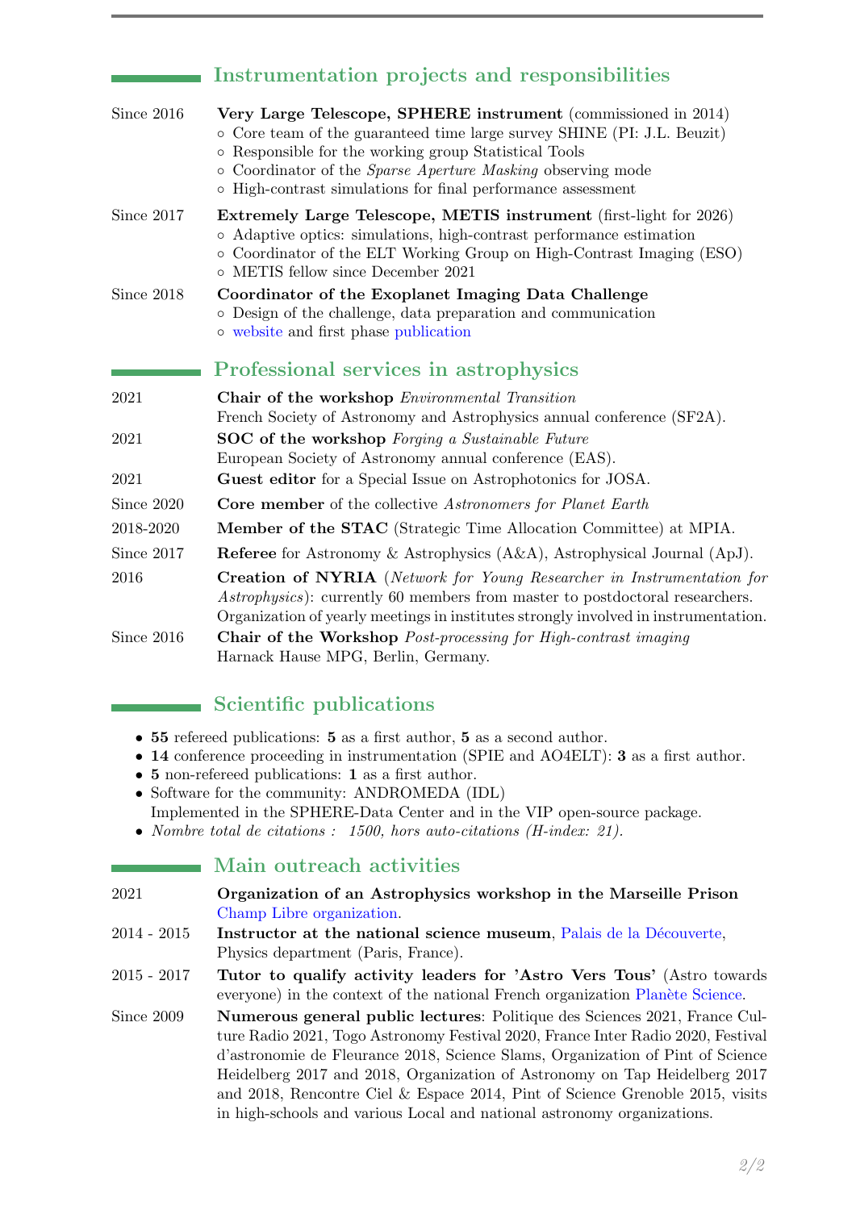## Instrumentation projects and responsibilities

Since 2016 — **Very Large Telescope, SPHERE instrument** (commissioned in 2014)
- Core team of the guaranteed time large survey SHINE (PI: J.L. Beuzit)
- Responsible for the working group Statistical Tools
- Coordinator of the *Sparse Aperture Masking* observing mode
- High-contrast simulations for final performance assessment

Since 2017 — **Extremely Large Telescope, METIS instrument** (first-light for 2026)
- Adaptive optics: simulations, high-contrast performance estimation
- Coordinator of the ELT Working Group on High-Contrast Imaging (ESO)
- METIS fellow since December 2021

Since 2018 — **Coordinator of the Exoplanet Imaging Data Challenge**
- Design of the challenge, data preparation and communication
- website and first phase publication

## Professional services in astrophysics

2021 — **Chair of the workshop** *Environmental Transition*
French Society of Astronomy and Astrophysics annual conference (SF2A).

2021 — **SOC of the workshop** *Forging a Sustainable Future*
European Society of Astronomy annual conference (EAS).

2021 — **Guest editor** for a Special Issue on Astrophotonics for JOSA.

Since 2020 — **Core member** of the collective *Astronomers for Planet Earth*

2018-2020 — **Member of the STAC** (Strategic Time Allocation Committee) at MPIA.

Since 2017 — **Referee** for Astronomy & Astrophysics (A&A), Astrophysical Journal (ApJ).

2016 — **Creation of NYRIA** (*Network for Young Researcher in Instrumentation for Astrophysics*): currently 60 members from master to postdoctoral researchers. Organization of yearly meetings in institutes strongly involved in instrumentation.

Since 2016 — **Chair of the Workshop** *Post-processing for High-contrast imaging*
Harnack Hause MPG, Berlin, Germany.

## Scientific publications

- **55** refereed publications: **5** as a first author, **5** as a second author.
- **14** conference proceeding in instrumentation (SPIE and AO4ELT): **3** as a first author.
- **5** non-refereed publications: **1** as a first author.
- Software for the community: ANDROMEDA (IDL)
  Implemented in the SPHERE-Data Center and in the VIP open-source package.
- *Nombre total de citations : 1500, hors auto-citations (H-index: 21).*

## Main outreach activities

2021 — **Organization of an Astrophysics workshop in the Marseille Prison**
Champ Libre organization.

2014 - 2015 — **Instructor at the national science museum**, Palais de la Découverte, Physics department (Paris, France).

2015 - 2017 — **Tutor to qualify activity leaders for 'Astro Vers Tous'** (Astro towards everyone) in the context of the national French organization Planète Science.

Since 2009 — **Numerous general public lectures**: Politique des Sciences 2021, France Culture Radio 2021, Togo Astronomy Festival 2020, France Inter Radio 2020, Festival d'astronomie de Fleurance 2018, Science Slams, Organization of Pint of Science Heidelberg 2017 and 2018, Organization of Astronomy on Tap Heidelberg 2017 and 2018, Rencontre Ciel & Espace 2014, Pint of Science Grenoble 2015, visits in high-schools and various Local and national astronomy organizations.